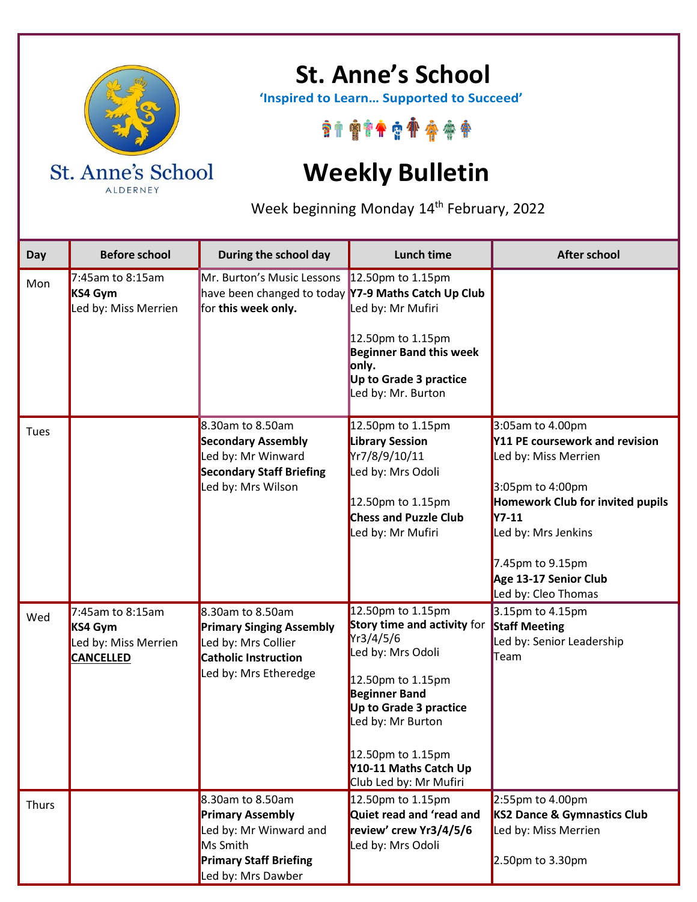# St. Anne's School

**'Inspired to Learn… Supported to Succeed'**

St. Anne's School
ALDERNEY

# Weekly Bulletin

Week beginning Monday 14th February, 2022

| Day | Before school | During the school day | Lunch time | After school |
|---|---|---|---|---|
| Mon | 7:45am to 8:15am<br>**KS4 Gym**<br>Led by: Miss Merrien | Mr. Burton's Music Lessons have been changed to today for **this week only.** | 12.50pm to 1.15pm<br>**Y7-9 Maths Catch Up Club**<br>Led by: Mr Mufiri<br><br>12.50pm to 1.15pm<br>**Beginner Band this week only.**<br>**Up to Grade 3 practice**<br>Led by: Mr. Burton | |
| Tues | | 8.30am to 8.50am<br>**Secondary Assembly**<br>Led by: Mr Winward<br>**Secondary Staff Briefing**<br>Led by: Mrs Wilson | 12.50pm to 1.15pm<br>**Library Session**<br>Yr7/8/9/10/11<br>Led by: Mrs Odoli<br><br>12.50pm to 1.15pm<br>**Chess and Puzzle Club**<br>Led by: Mr Mufiri | 3:05am to 4.00pm<br>**Y11 PE coursework and revision**<br>Led by: Miss Merrien<br><br>3:05pm to 4:00pm<br>**Homework Club for invited pupils Y7-11**<br>Led by: Mrs Jenkins<br><br>7.45pm to 9.15pm<br>**Age 13-17 Senior Club**<br>Led by: Cleo Thomas |
| Wed | 7:45am to 8:15am<br>**KS4 Gym**<br>Led by: Miss Merrien<br>**CANCELLED** | 8.30am to 8.50am<br>**Primary Singing Assembly**<br>Led by: Mrs Collier<br>**Catholic Instruction**<br>Led by: Mrs Etheredge | 12.50pm to 1.15pm<br>**Story time and activity** for Yr3/4/5/6<br>Led by: Mrs Odoli<br><br>12.50pm to 1.15pm<br>**Beginner Band**<br>**Up to Grade 3 practice**<br>Led by: Mr Burton<br><br>12.50pm to 1.15pm<br>**Y10-11 Maths Catch Up** Club Led by: Mr Mufiri | 3.15pm to 4.15pm<br>**Staff Meeting**<br>Led by: Senior Leadership Team |
| Thurs | | 8.30am to 8.50am<br>**Primary Assembly**<br>Led by: Mr Winward and Ms Smith<br>**Primary Staff Briefing**<br>Led by: Mrs Dawber | 12.50pm to 1.15pm<br>**Quiet read and 'read and review' crew Yr3/4/5/6**<br>Led by: Mrs Odoli | 2:55pm to 4.00pm<br>**KS2 Dance & Gymnastics Club**<br>Led by: Miss Merrien<br><br>2.50pm to 3.30pm |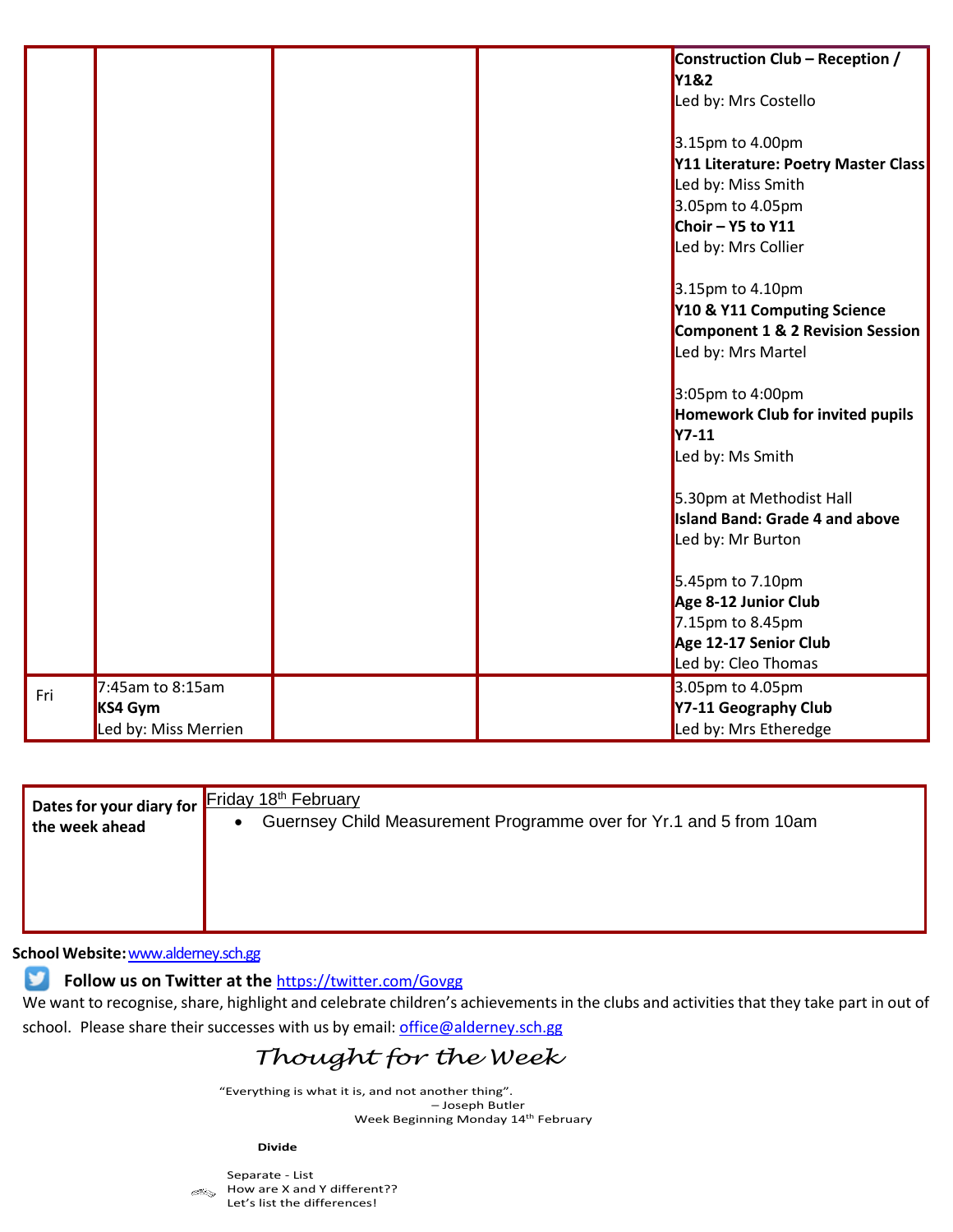| | | | | |
|---|---|---|---|---|
| | | | | **Construction Club – Reception / Y1&2**<br>Led by: Mrs Costello<br><br>3.15pm to 4.00pm<br>**Y11 Literature: Poetry Master Class**<br>Led by: Miss Smith<br>3.05pm to 4.05pm<br>**Choir – Y5 to Y11**<br>Led by: Mrs Collier<br><br>3.15pm to 4.10pm<br>**Y10 & Y11 Computing Science Component 1 & 2 Revision Session**<br>Led by: Mrs Martel<br><br>3:05pm to 4:00pm<br>**Homework Club for invited pupils Y7-11**<br>Led by: Ms Smith<br><br>5.30pm at Methodist Hall<br>**Island Band: Grade 4 and above**<br>Led by: Mr Burton<br><br>5.45pm to 7.10pm<br>**Age 8-12 Junior Club**<br>7.15pm to 8.45pm<br>**Age 12-17 Senior Club**<br>Led by: Cleo Thomas |
| Fri | 7:45am to 8:15am<br>**KS4 Gym**<br>Led by: Miss Merrien | | | 3.05pm to 4.05pm<br>**Y7-11 Geography Club**<br>Led by: Mrs Etheredge |

| | |
|---|---|
| **Dates for your diary for the week ahead** | Friday 18th February<br>• Guernsey Child Measurement Programme over for Yr.1 and 5 from 10am |

**School Website:** www.alderney.sch.gg

**Follow us on Twitter at the** https://twitter.com/Govgg

We want to recognise, share, highlight and celebrate children's achievements in the clubs and activities that they take part in out of school. Please share their successes with us by email: office@alderney.sch.gg

## *Thought for the Week*

"Everything is what it is, and not another thing".
– Joseph Butler
Week Beginning Monday 14th February

**Divide**

Separate - List
How are X and Y different??
Let's list the differences!